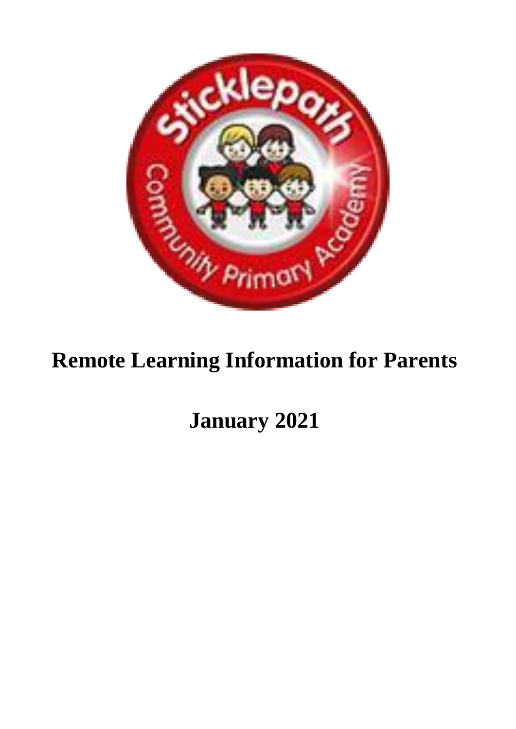# Remote Learning Information for Parents

## January 2021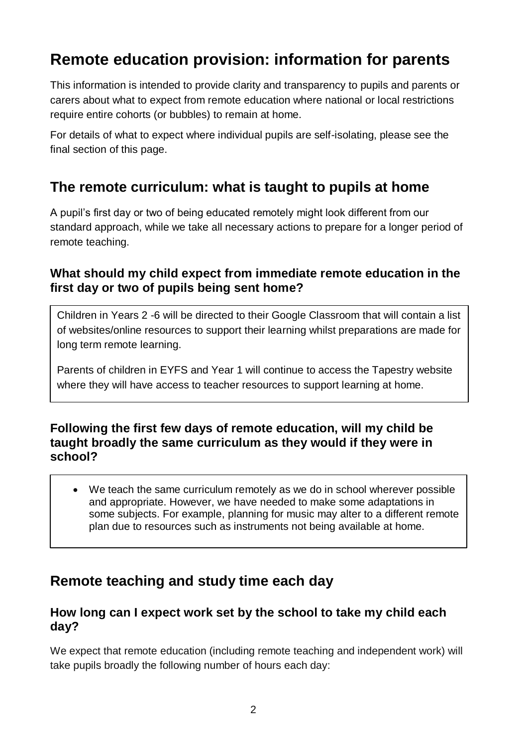# Remote education provision: information for parents

This information is intended to provide clarity and transparency to pupils and parents or carers about what to expect from remote education where national or local restrictions require entire cohorts (or bubbles) to remain at home.

For details of what to expect where individual pupils are self-isolating, please see the final section of this page.

## The remote curriculum: what is taught to pupils at home

A pupil's first day or two of being educated remotely might look different from our standard approach, while we take all necessary actions to prepare for a longer period of remote teaching.

### What should my child expect from immediate remote education in the first day or two of pupils being sent home?

Children in Years 2 -6 will be directed to their Google Classroom that will contain a list of websites/online resources to support their learning whilst preparations are made for long term remote learning.

Parents of children in EYFS and Year 1 will continue to access the Tapestry website where they will have access to teacher resources to support learning at home.

### Following the first few days of remote education, will my child be taught broadly the same curriculum as they would if they were in school?

- We teach the same curriculum remotely as we do in school wherever possible and appropriate. However, we have needed to make some adaptations in some subjects. For example, planning for music may alter to a different remote plan due to resources such as instruments not being available at home.

## Remote teaching and study time each day

### How long can I expect work set by the school to take my child each day?

We expect that remote education (including remote teaching and independent work) will take pupils broadly the following number of hours each day: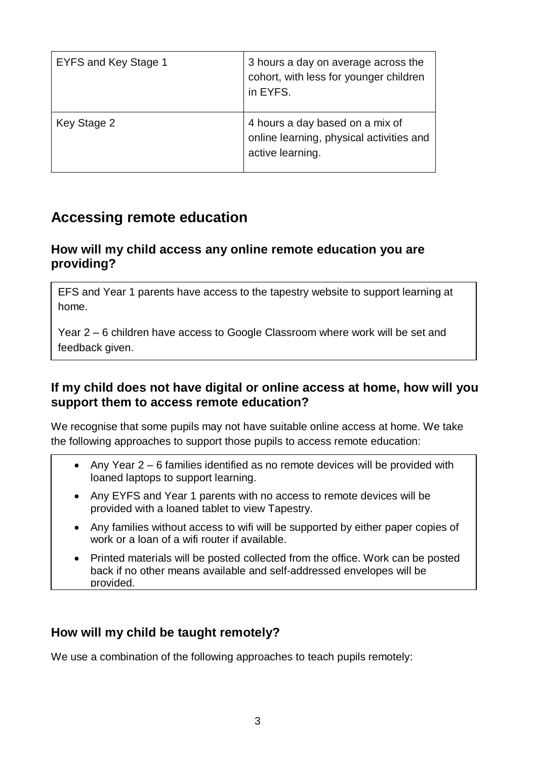| EYFS and Key Stage 1 | 3 hours a day on average across the cohort, with less for younger children in EYFS. |
|---|---|
| Key Stage 2 | 4 hours a day based on a mix of online learning, physical activities and active learning. |

## Accessing remote education

### How will my child access any online remote education you are providing?

EFS and Year 1 parents have access to the tapestry website to support learning at home.

Year 2 – 6 children have access to Google Classroom where work will be set and feedback given.

### If my child does not have digital or online access at home, how will you support them to access remote education?

We recognise that some pupils may not have suitable online access at home. We take the following approaches to support those pupils to access remote education:

- Any Year 2 – 6 families identified as no remote devices will be provided with loaned laptops to support learning.
- Any EYFS and Year 1 parents with no access to remote devices will be provided with a loaned tablet to view Tapestry.
- Any families without access to wifi will be supported by either paper copies of work or a loan of a wifi router if available.
- Printed materials will be posted collected from the office. Work can be posted back if no other means available and self-addressed envelopes will be provided.

### How will my child be taught remotely?

We use a combination of the following approaches to teach pupils remotely: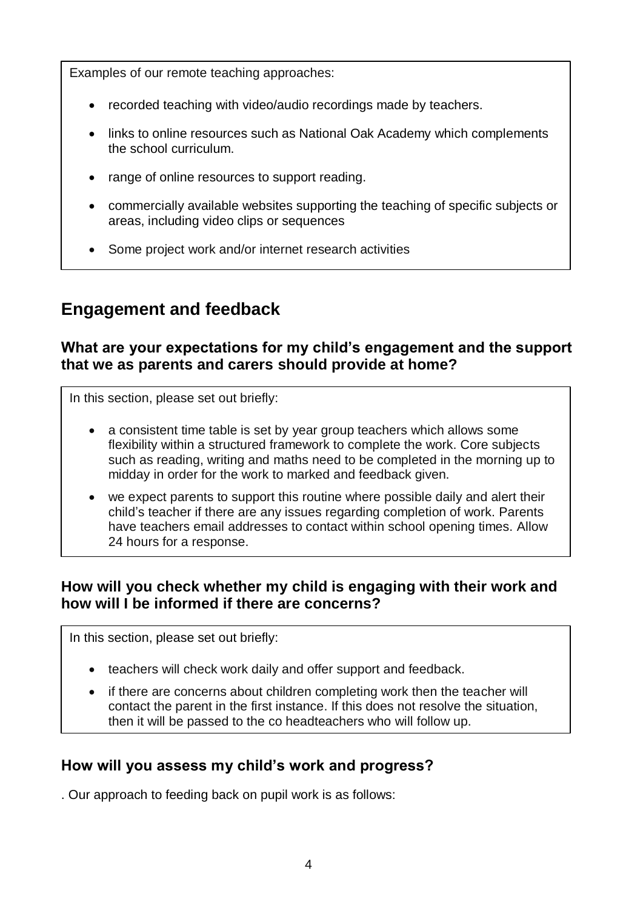Examples of our remote teaching approaches:

- recorded teaching with video/audio recordings made by teachers.
- links to online resources such as National Oak Academy which complements the school curriculum.
- range of online resources to support reading.
- commercially available websites supporting the teaching of specific subjects or areas, including video clips or sequences
- Some project work and/or internet research activities

## Engagement and feedback

### What are your expectations for my child's engagement and the support that we as parents and carers should provide at home?

In this section, please set out briefly:

- a consistent time table is set by year group teachers which allows some flexibility within a structured framework to complete the work. Core subjects such as reading, writing and maths need to be completed in the morning up to midday in order for the work to marked and feedback given.
- we expect parents to support this routine where possible daily and alert their child's teacher if there are any issues regarding completion of work. Parents have teachers email addresses to contact within school opening times. Allow 24 hours for a response.

### How will you check whether my child is engaging with their work and how will I be informed if there are concerns?

In this section, please set out briefly:

- teachers will check work daily and offer support and feedback.
- if there are concerns about children completing work then the teacher will contact the parent in the first instance. If this does not resolve the situation, then it will be passed to the co headteachers who will follow up.

### How will you assess my child's work and progress?

. Our approach to feeding back on pupil work is as follows: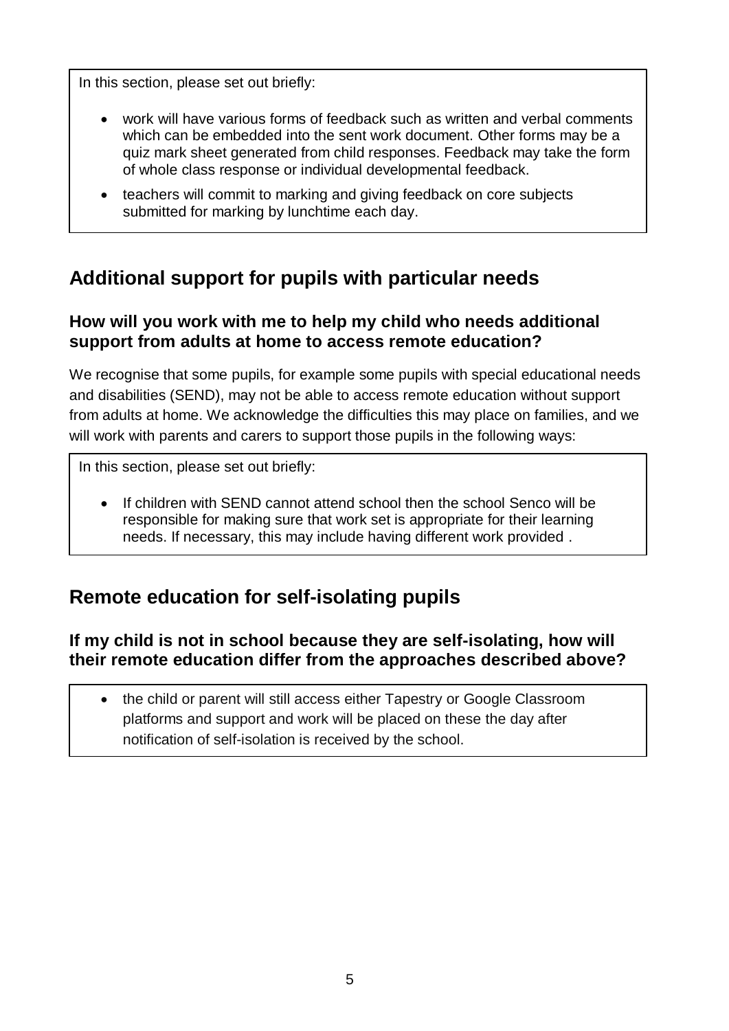In this section, please set out briefly:

- work will have various forms of feedback such as written and verbal comments which can be embedded into the sent work document. Other forms may be a quiz mark sheet generated from child responses. Feedback may take the form of whole class response or individual developmental feedback.
- teachers will commit to marking and giving feedback on core subjects submitted for marking by lunchtime each day.

## Additional support for pupils with particular needs

### How will you work with me to help my child who needs additional support from adults at home to access remote education?

We recognise that some pupils, for example some pupils with special educational needs and disabilities (SEND), may not be able to access remote education without support from adults at home. We acknowledge the difficulties this may place on families, and we will work with parents and carers to support those pupils in the following ways:

In this section, please set out briefly:

- If children with SEND cannot attend school then the school Senco will be responsible for making sure that work set is appropriate for their learning needs. If necessary, this may include having different work provided .

## Remote education for self-isolating pupils

### If my child is not in school because they are self-isolating, how will their remote education differ from the approaches described above?

- the child or parent will still access either Tapestry or Google Classroom platforms and support and work will be placed on these the day after notification of self-isolation is received by the school.